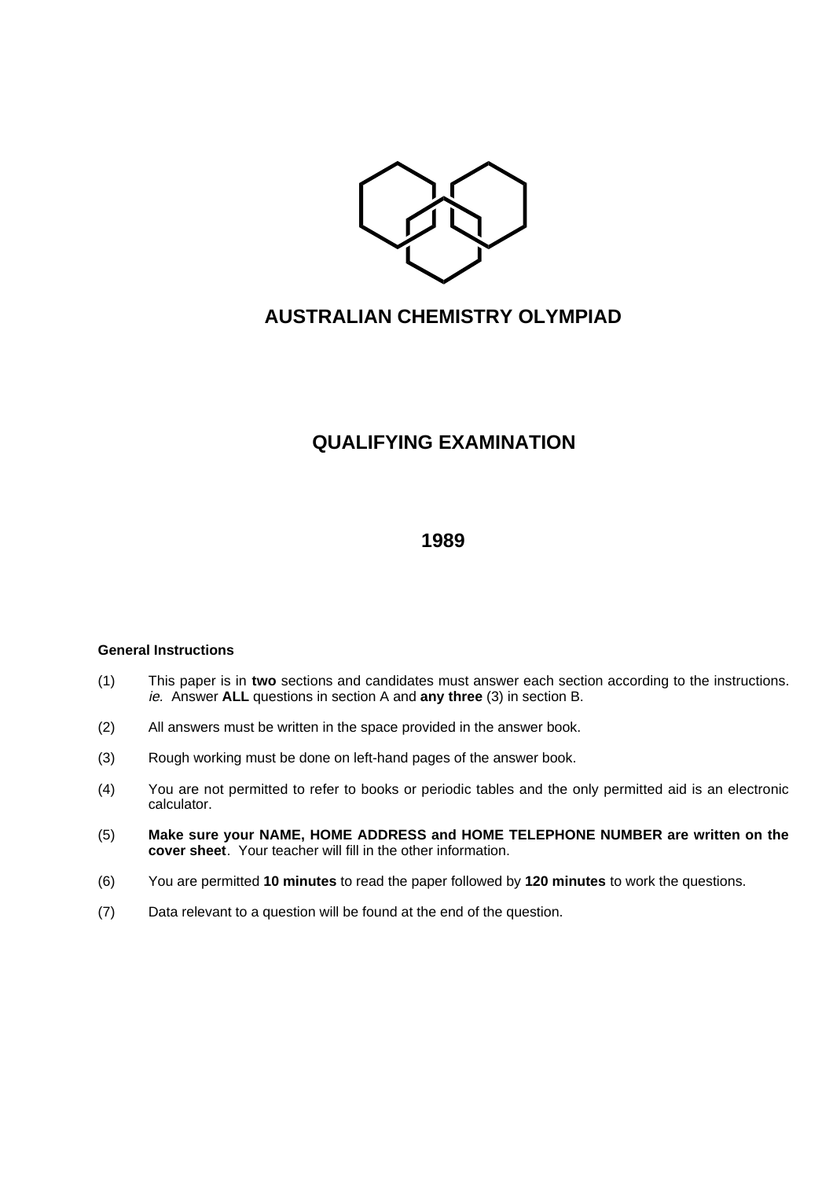# AUSTRALIAN CHEMISTRY OLYMPIAD

## QUALIFYING EXAMINATION

## 1989

**General Instructions**

(1) This paper is in **two** sections and candidates must answer each section according to the instructions. *ie.* Answer **ALL** questions in section A and **any three** (3) in section B.

(2) All answers must be written in the space provided in the answer book.

(3) Rough working must be done on left-hand pages of the answer book.

(4) You are not permitted to refer to books or periodic tables and the only permitted aid is an electronic calculator.

(5) **Make sure your NAME, HOME ADDRESS and HOME TELEPHONE NUMBER are written on the cover sheet**. Your teacher will fill in the other information.

(6) You are permitted **10 minutes** to read the paper followed by **120 minutes** to work the questions.

(7) Data relevant to a question will be found at the end of the question.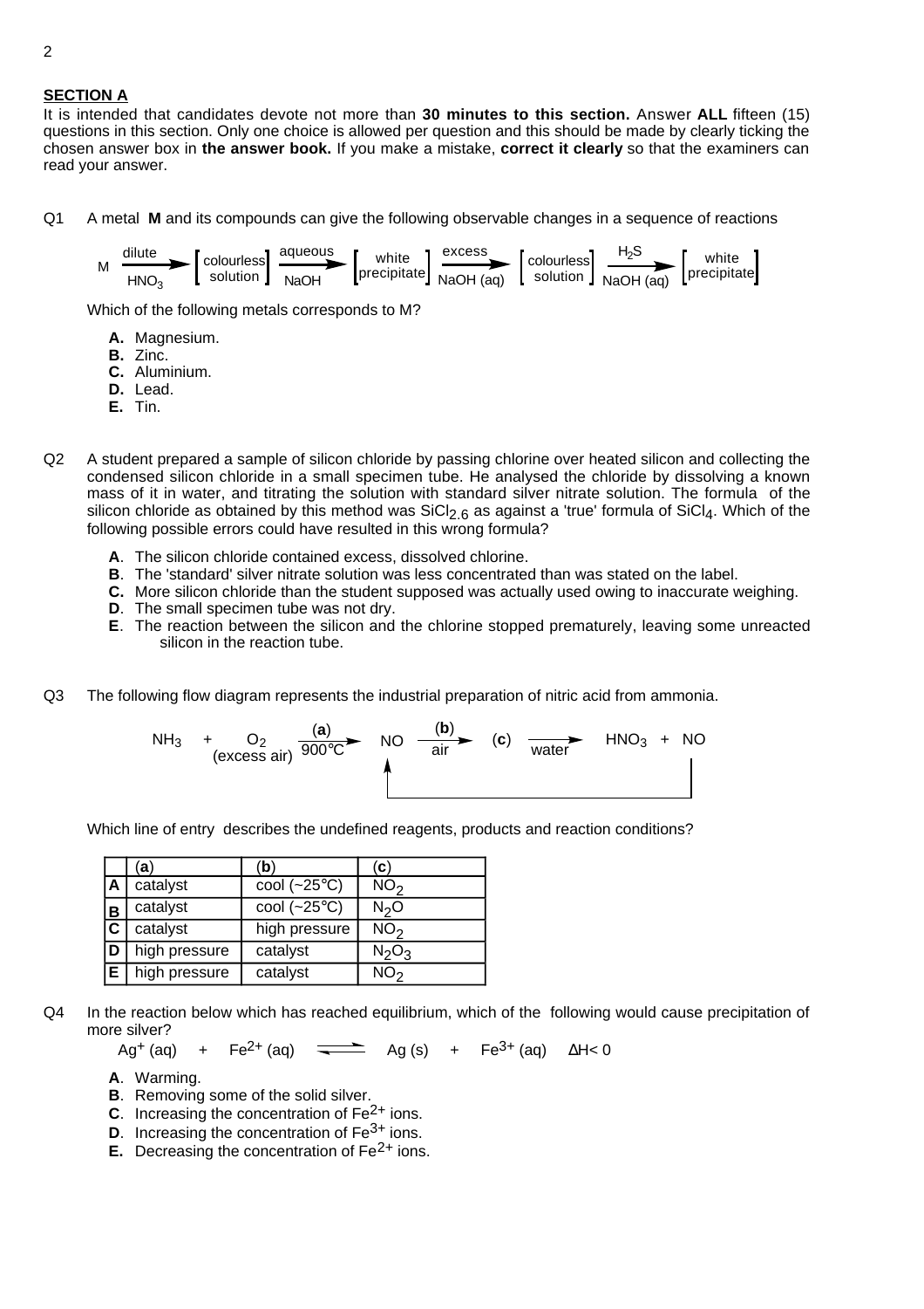## SECTION A

It is intended that candidates devote not more than **30 minutes to this section.** Answer **ALL** fifteen (15) questions in this section. Only one choice is allowed per question and this should be made by clearly ticking the chosen answer box in **the answer book.** If you make a mistake, **correct it clearly** so that the examiners can read your answer.

Q1 A metal **M** and its compounds can give the following observable changes in a sequence of reactions

$$M \xrightarrow[HNO_3]{\text{dilute}} \left[\begin{matrix}\text{colourless}\\ \text{solution}\end{matrix}\right] \xrightarrow[NaOH]{\text{aqueous}} \left[\begin{matrix}\text{white}\\ \text{precipitate}\end{matrix}\right] \xrightarrow[NaOH (aq)]{\text{excess}} \left[\begin{matrix}\text{colourless}\\ \text{solution}\end{matrix}\right] \xrightarrow[NaOH (aq)]{H_2S} \left[\begin{matrix}\text{white}\\ \text{precipitate}\end{matrix}\right]$$

Which of the following metals corresponds to M?

- **A.** Magnesium.
- **B.** Zinc.
- **C.** Aluminium.
- **D.** Lead.
- **E.** Tin.

Q2 A student prepared a sample of silicon chloride by passing chlorine over heated silicon and collecting the condensed silicon chloride in a small specimen tube. He analysed the chloride by dissolving a known mass of it in water, and titrating the solution with standard silver nitrate solution. The formula of the silicon chloride as obtained by this method was $SiCl_{2.6}$ as against a 'true' formula of $SiCl_4$. Which of the following possible errors could have resulted in this wrong formula?

- **A**. The silicon chloride contained excess, dissolved chlorine.
- **B**. The 'standard' silver nitrate solution was less concentrated than was stated on the label.
- **C.** More silicon chloride than the student supposed was actually used owing to inaccurate weighing.
- **D**. The small specimen tube was not dry.
- **E**. The reaction between the silicon and the chlorine stopped prematurely, leaving some unreacted silicon in the reaction tube.

Q3 The following flow diagram represents the industrial preparation of nitric acid from ammonia.

$$NH_3 \;+\; \underset{\text{(excess air)}}{O_2} \xrightarrow[900°C]{(\mathbf{a})} NO \xrightarrow[\text{air}]{(\mathbf{b})} (\mathbf{c}) \xrightarrow[\text{water}]{} HNO_3 \;+\; NO$$

(The NO product is recycled back to the NO stage.)

Which line of entry describes the undefined reagents, products and reaction conditions?

| | (**a**) | (**b**) | (**c**) |
|---|---|---|---|
| **A** | catalyst | cool (~25°C) | $NO_2$ |
| **B** | catalyst | cool (~25°C) | $N_2O$ |
| **C** | catalyst | high pressure | $NO_2$ |
| **D** | high pressure | catalyst | $N_2O_3$ |
| **E** | high pressure | catalyst | $NO_2$ |

Q4 In the reaction below which has reached equilibrium, which of the following would cause precipitation of more silver?

$$Ag^+ (aq) \quad + \quad Fe^{2+} (aq) \quad \rightleftharpoons \quad Ag (s) \quad + \quad Fe^{3+} (aq) \qquad \Delta H < 0$$

- **A**. Warming.
- **B**. Removing some of the solid silver.
- **C**. Increasing the concentration of $Fe^{2+}$ ions.
- **D**. Increasing the concentration of $Fe^{3+}$ ions.
- **E.** Decreasing the concentration of $Fe^{2+}$ ions.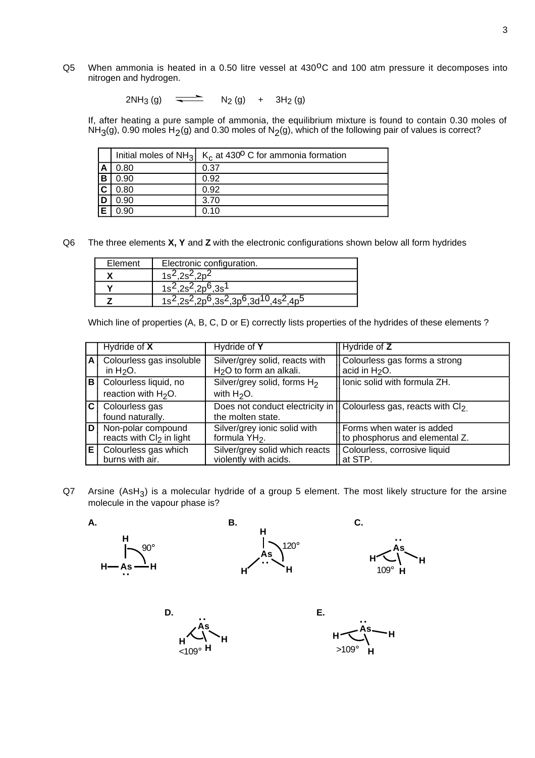Q5 When ammonia is heated in a 0.50 litre vessel at 430°C and 100 atm pressure it decomposes into nitrogen and hydrogen.

$$2NH_3\ (g) \rightleftharpoons N_2\ (g) + 3H_2\ (g)$$

If, after heating a pure sample of ammonia, the equilibrium mixture is found to contain 0.30 moles of $NH_3$(g), 0.90 moles $H_2$(g) and 0.30 moles of $N_2$(g), which of the following pair of values is correct?

| | Initial moles of $NH_3$ | $K_c$ at 430° C for ammonia formation |
|---|---|---|
| **A** | 0.80 | 0.37 |
| **B** | 0.90 | 0.92 |
| **C** | 0.80 | 0.92 |
| **D** | 0.90 | 3.70 |
| **E** | 0.90 | 0.10 |

Q6 The three elements **X, Y** and **Z** with the electronic configurations shown below all form hydrides

| Element | Electronic configuration. |
|---|---|
| **X** | $1s^2,2s^2,2p^2$ |
| **Y** | $1s^2,2s^2,2p^6,3s^1$ |
| **Z** | $1s^2,2s^2,2p^6,3s^2,3p^6,3d^{10},4s^2,4p^5$ |

Which line of properties (A, B, C, D or E) correctly lists properties of the hydrides of these elements ?

| | Hydride of **X** | Hydride of **Y** | Hydride of **Z** |
|---|---|---|---|
| **A** | Colourless gas insoluble in $H_2O$. | Silver/grey solid, reacts with $H_2O$ to form an alkali. | Colourless gas forms a strong acid in $H_2O$. |
| **B** | Colourless liquid, no reaction with $H_2O$. | Silver/grey solid, forms $H_2$ with $H_2O$. | Ionic solid with formula ZH. |
| **C** | Colourless gas found naturally. | Does not conduct electricity in the molten state. | Colourless gas, reacts with $Cl_2$. |
| **D** | Non-polar compound reacts with $Cl_2$ in light | Silver/grey ionic solid with formula $YH_2$. | Forms when water is added to phosphorus and elemental Z. |
| **E** | Colourless gas which burns with air. | Silver/grey solid which reacts violently with acids. | Colourless, corrosive liquid at STP. |

Q7 Arsine ($AsH_3$) is a molecular hydride of a group 5 element. The most likely structure for the arsine molecule in the vapour phase is?

**A.** H–As–H with H above As, angle 90°, lone pair on As

**B.** As with three H, angle 120°, lone pair on As

**C.** Pyramidal As with three H, angle 109°, lone pair on As

**D.** Pyramidal As with three H, angle <109°, lone pair on As

**E.** Pyramidal As with three H, angle >109°, lone pair on As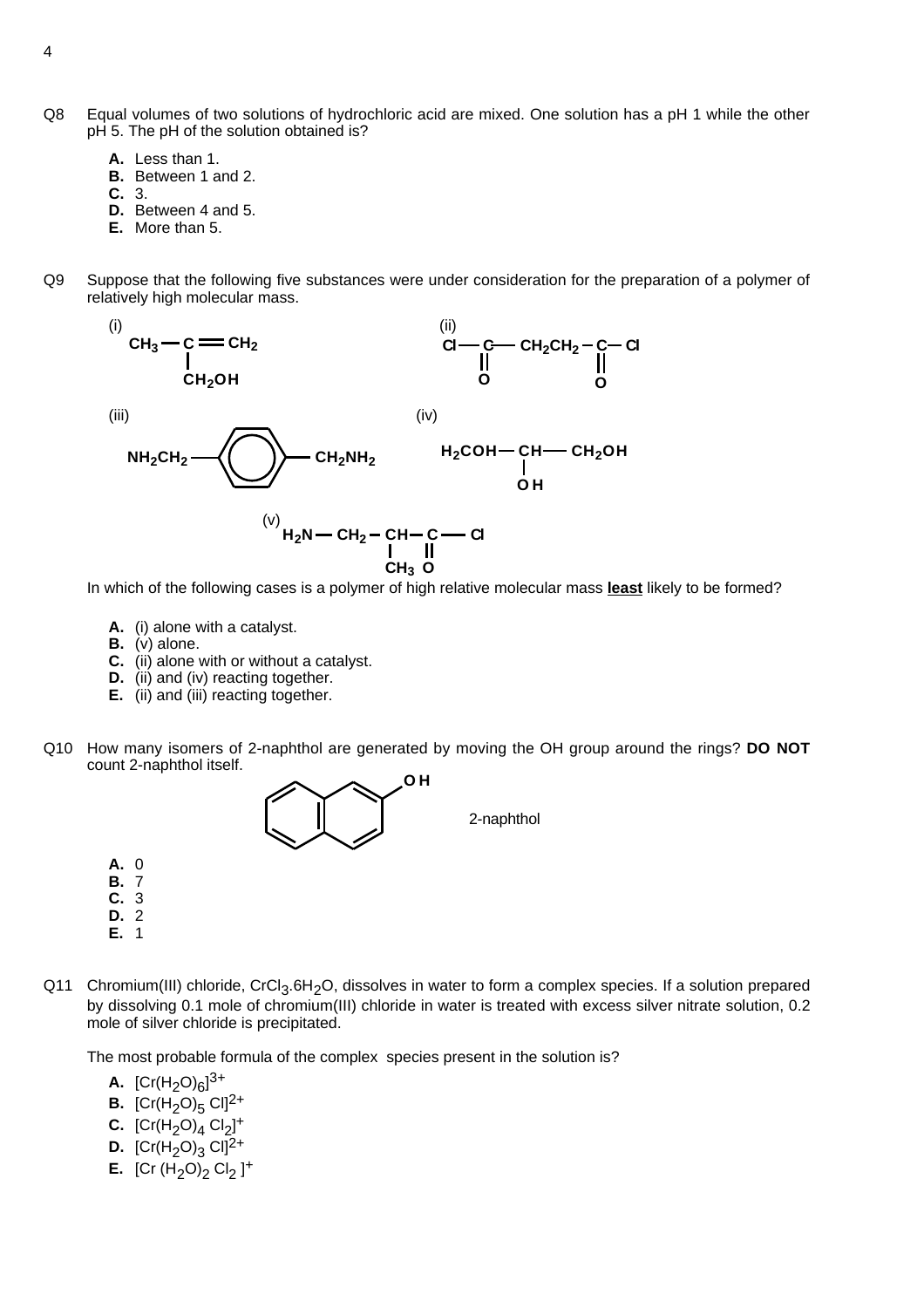Q8 Equal volumes of two solutions of hydrochloric acid are mixed. One solution has a pH 1 while the other pH 5. The pH of the solution obtained is?

- **A.** Less than 1.
- **B.** Between 1 and 2.
- **C.** 3.
- **D.** Between 4 and 5.
- **E.** More than 5.

Q9 Suppose that the following five substances were under consideration for the preparation of a polymer of relatively high molecular mass.

(i) $CH_3-C(=CH_2)-CH_2OH$

(ii) $Cl-C(=O)-CH_2CH_2-C(=O)-Cl$

(iii) $NH_2CH_2-C_6H_4-CH_2NH_2$

(iv) $H_2COH-CH(OH)-CH_2OH$

(v) $H_2N-CH_2-CH(CH_3)-C(=O)-Cl$

In which of the following cases is a polymer of high relative molecular mass **least** likely to be formed?

- **A.** (i) alone with a catalyst.
- **B.** (v) alone.
- **C.** (ii) alone with or without a catalyst.
- **D.** (ii) and (iv) reacting together.
- **E.** (ii) and (iii) reacting together.

Q10 How many isomers of 2-naphthol are generated by moving the OH group around the rings? **DO NOT** count 2-naphthol itself.

2-naphthol

- **A.** 0
- **B.** 7
- **C.** 3
- **D.** 2
- **E.** 1

Q11 Chromium(III) chloride, $CrCl_3.6H_2O$, dissolves in water to form a complex species. If a solution prepared by dissolving 0.1 mole of chromium(III) chloride in water is treated with excess silver nitrate solution, 0.2 mole of silver chloride is precipitated.

The most probable formula of the complex species present in the solution is?

- **A.** $[Cr(H_2O)_6]^{3+}$
- **B.** $[Cr(H_2O)_5 Cl]^{2+}$
- **C.** $[Cr(H_2O)_4 Cl_2]^{+}$
- **D.** $[Cr(H_2O)_3 Cl]^{2+}$
- **E.** $[Cr (H_2O)_2 Cl_2 ]^{+}$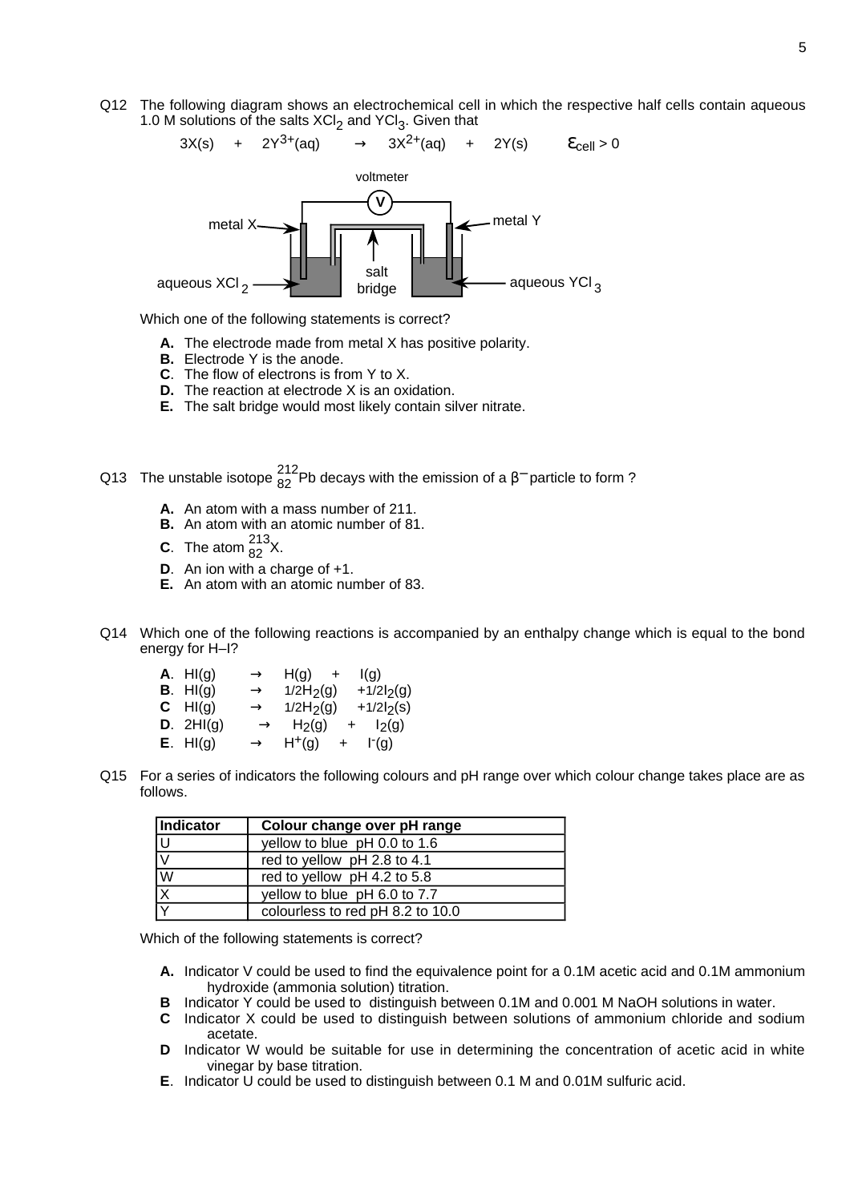Q12 The following diagram shows an electrochemical cell in which the respective half cells contain aqueous 1.0 M solutions of the salts $XCl_2$ and $YCl_3$. Given that

$$3X(s) \quad + \quad 2Y^{3+}(aq) \quad \rightarrow \quad 3X^{2+}(aq) \quad + \quad 2Y(s) \qquad \varepsilon_{cell} > 0$$

voltmeter

V

metal X

metal Y

salt bridge

aqueous $XCl_2$

aqueous $YCl_3$

Which one of the following statements is correct?

- **A.** The electrode made from metal X has positive polarity.
- **B.** Electrode Y is the anode.
- **C**. The flow of electrons is from Y to X.
- **D.** The reaction at electrode X is an oxidation.
- **E.** The salt bridge would most likely contain silver nitrate.

Q13 The unstable isotope $^{212}_{82}Pb$ decays with the emission of a $\beta^{-}$ particle to form ?

- **A.** An atom with a mass number of 211.
- **B.** An atom with an atomic number of 81.
- **C**. The atom $^{213}_{82}X$.
- **D**. An ion with a charge of +1.
- **E.** An atom with an atomic number of 83.

Q14 Which one of the following reactions is accompanied by an enthalpy change which is equal to the bond energy for H–I?

- **A**. $HI(g) \rightarrow H(g) + I(g)$
- **B**. $HI(g) \rightarrow 1/2H_2(g) + 1/2I_2(g)$
- **C** $HI(g) \rightarrow 1/2H_2(g) + 1/2I_2(s)$
- **D**. $2HI(g) \rightarrow H_2(g) + I_2(g)$
- **E**. $HI(g) \rightarrow H^+(g) + I^-(g)$

Q15 For a series of indicators the following colours and pH range over which colour change takes place are as follows.

| Indicator | Colour change over pH range |
|---|---|
| U | yellow to blue pH 0.0 to 1.6 |
| V | red to yellow pH 2.8 to 4.1 |
| W | red to yellow pH 4.2 to 5.8 |
| X | yellow to blue pH 6.0 to 7.7 |
| Y | colourless to red pH 8.2 to 10.0 |

Which of the following statements is correct?

- **A.** Indicator V could be used to find the equivalence point for a 0.1M acetic acid and 0.1M ammonium hydroxide (ammonia solution) titration.
- **B** Indicator Y could be used to distinguish between 0.1M and 0.001 M NaOH solutions in water.
- **C** Indicator X could be used to distinguish between solutions of ammonium chloride and sodium acetate.
- **D** Indicator W would be suitable for use in determining the concentration of acetic acid in white vinegar by base titration.
- **E**. Indicator U could be used to distinguish between 0.1 M and 0.01M sulfuric acid.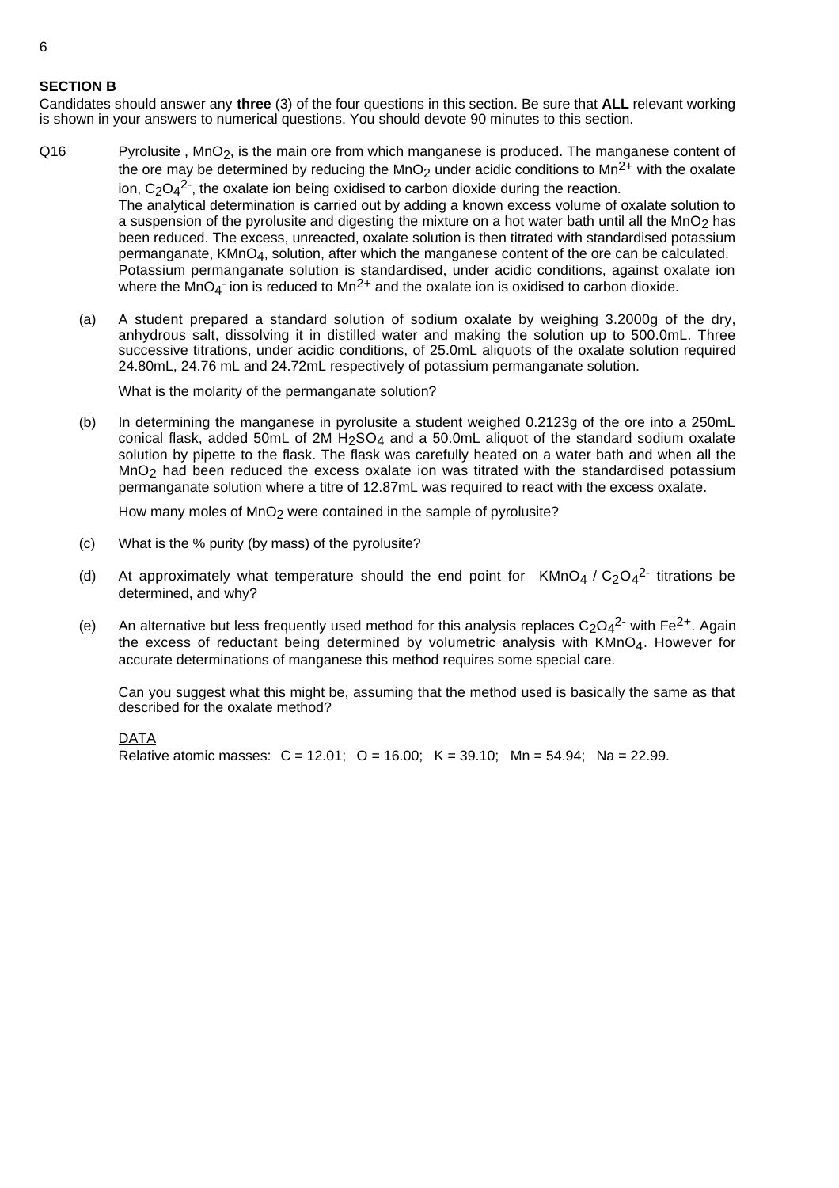## SECTION B

Candidates should answer any **three** (3) of the four questions in this section. Be sure that **ALL** relevant working is shown in your answers to numerical questions. You should devote 90 minutes to this section.

Q16 Pyrolusite , $MnO_2$, is the main ore from which manganese is produced. The manganese content of the ore may be determined by reducing the $MnO_2$ under acidic conditions to $Mn^{2+}$ with the oxalate ion, $C_2O_4^{2-}$, the oxalate ion being oxidised to carbon dioxide during the reaction.
The analytical determination is carried out by adding a known excess volume of oxalate solution to a suspension of the pyrolusite and digesting the mixture on a hot water bath until all the $MnO_2$ has been reduced. The excess, unreacted, oxalate solution is then titrated with standardised potassium permanganate, $KMnO_4$, solution, after which the manganese content of the ore can be calculated.
Potassium permanganate solution is standardised, under acidic conditions, against oxalate ion where the $MnO_4^-$ ion is reduced to $Mn^{2+}$ and the oxalate ion is oxidised to carbon dioxide.

(a) A student prepared a standard solution of sodium oxalate by weighing 3.2000g of the dry, anhydrous salt, dissolving it in distilled water and making the solution up to 500.0mL. Three successive titrations, under acidic conditions, of 25.0mL aliquots of the oxalate solution required 24.80mL, 24.76 mL and 24.72mL respectively of potassium permanganate solution.

What is the molarity of the permanganate solution?

(b) In determining the manganese in pyrolusite a student weighed 0.2123g of the ore into a 250mL conical flask, added 50mL of 2M $H_2SO_4$ and a 50.0mL aliquot of the standard sodium oxalate solution by pipette to the flask. The flask was carefully heated on a water bath and when all the $MnO_2$ had been reduced the excess oxalate ion was titrated with the standardised potassium permanganate solution where a titre of 12.87mL was required to react with the excess oxalate.

How many moles of $MnO_2$ were contained in the sample of pyrolusite?

(c) What is the % purity (by mass) of the pyrolusite?

(d) At approximately what temperature should the end point for $KMnO_4$ / $C_2O_4^{2-}$ titrations be determined, and why?

(e) An alternative but less frequently used method for this analysis replaces $C_2O_4^{2-}$ with $Fe^{2+}$. Again the excess of reductant being determined by volumetric analysis with $KMnO_4$. However for accurate determinations of manganese this method requires some special care.

Can you suggest what this might be, assuming that the method used is basically the same as that described for the oxalate method?

DATA
Relative atomic masses: C = 12.01; O = 16.00; K = 39.10; Mn = 54.94; Na = 22.99.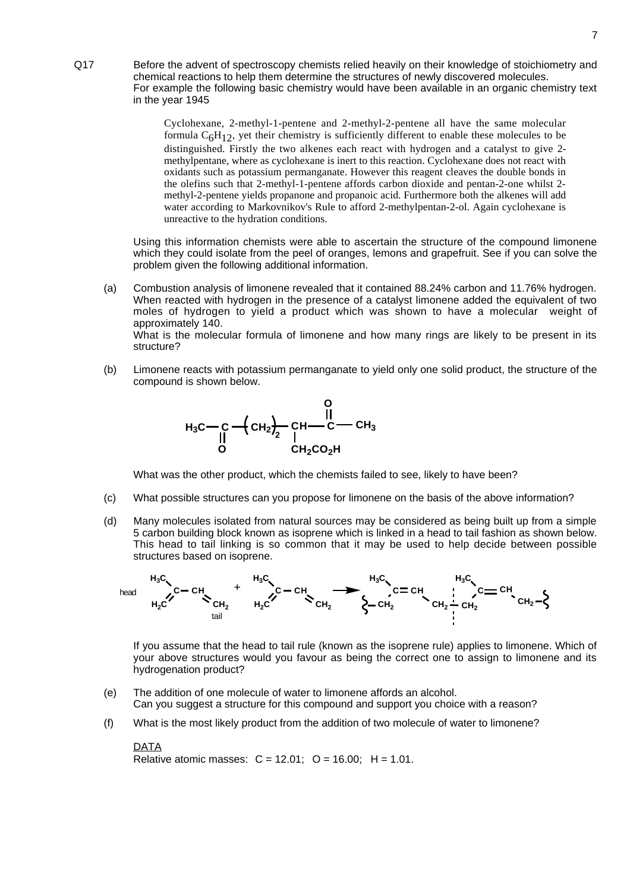Q17 Before the advent of spectroscopy chemists relied heavily on their knowledge of stoichiometry and chemical reactions to help them determine the structures of newly discovered molecules. For example the following basic chemistry would have been available in an organic chemistry text in the year 1945

> Cyclohexane, 2-methyl-1-pentene and 2-methyl-2-pentene all have the same molecular formula $C_6H_{12}$, yet their chemistry is sufficiently different to enable these molecules to be distinguished. Firstly the two alkenes each react with hydrogen and a catalyst to give 2-methylpentane, where as cyclohexane is inert to this reaction. Cyclohexane does not react with oxidants such as potassium permanganate. However this reagent cleaves the double bonds in the olefins such that 2-methyl-1-pentene affords carbon dioxide and pentan-2-one whilst 2-methyl-2-pentene yields propanone and propanoic acid. Furthermore both the alkenes will add water according to Markovnikov's Rule to afford 2-methylpentan-2-ol. Again cyclohexane is unreactive to the hydration conditions.

Using this information chemists were able to ascertain the structure of the compound limonene which they could isolate from the peel of oranges, lemons and grapefruit. See if you can solve the problem given the following additional information.

(a) Combustion analysis of limonene revealed that it contained 88.24% carbon and 11.76% hydrogen. When reacted with hydrogen in the presence of a catalyst limonene added the equivalent of two moles of hydrogen to yield a product which was shown to have a molecular weight of approximately 140.
What is the molecular formula of limonene and how many rings are likely to be present in its structure?

(b) Limonene reacts with potassium permanganate to yield only one solid product, the structure of the compound is shown below.

$$H_3C-\underset{\underset{O}{\|}}{C}-(CH_2)_2-\underset{\underset{CH_2CO_2H}{|}}{CH}-\overset{\overset{O}{\|}}{C}-CH_3$$

What was the other product, which the chemists failed to see, likely to have been?

(c) What possible structures can you propose for limonene on the basis of the above information?

(d) Many molecules isolated from natural sources may be considered as being built up from a simple 5 carbon building block known as isoprene which is linked in a head to tail fashion as shown below. This head to tail linking is so common that it may be used to help decide between possible structures based on isoprene.

$$\text{(head) } H_2C=C(CH_3)-CH=CH_2 \text{ (tail)} + H_2C=C(CH_3)-CH=CH_2 \longrightarrow \sim CH_2-C(CH_3)=CH-CH_2 \,\vdots\, CH_2-C(CH_3)=CH-CH_2\sim$$

If you assume that the head to tail rule (known as the isoprene rule) applies to limonene. Which of your above structures would you favour as being the correct one to assign to limonene and its hydrogenation product?

(e) The addition of one molecule of water to limonene affords an alcohol.
Can you suggest a structure for this compound and support you choice with a reason?

(f) What is the most likely product from the addition of two molecule of water to limonene?

<u>DATA</u>
Relative atomic masses: C = 12.01; O = 16.00; H = 1.01.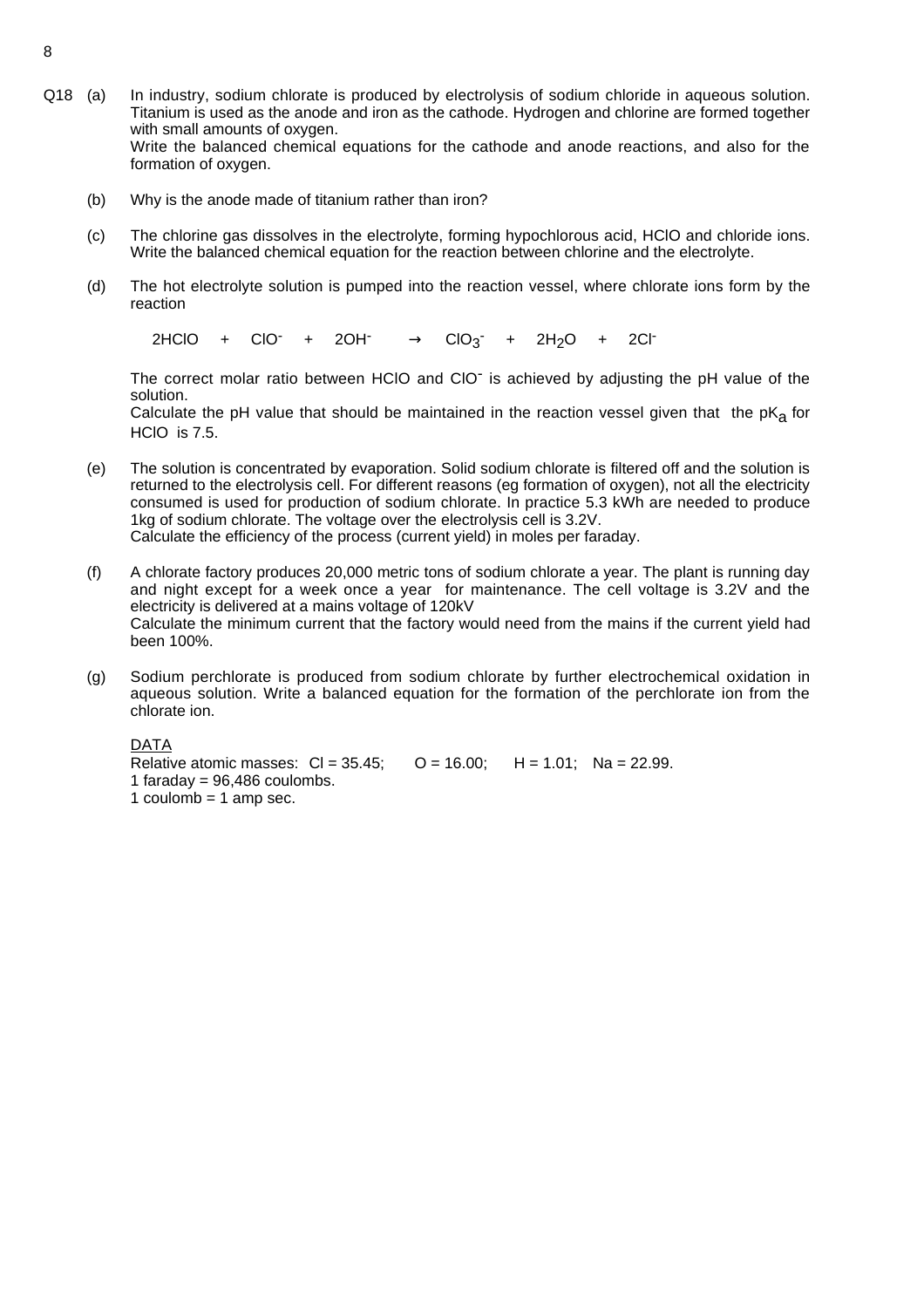Q18 (a) In industry, sodium chlorate is produced by electrolysis of sodium chloride in aqueous solution. Titanium is used as the anode and iron as the cathode. Hydrogen and chlorine are formed together with small amounts of oxygen.
Write the balanced chemical equations for the cathode and anode reactions, and also for the formation of oxygen.

(b) Why is the anode made of titanium rather than iron?

(c) The chlorine gas dissolves in the electrolyte, forming hypochlorous acid, HClO and chloride ions. Write the balanced chemical equation for the reaction between chlorine and the electrolyte.

(d) The hot electrolyte solution is pumped into the reaction vessel, where chlorate ions form by the reaction

$$2HClO \quad + \quad ClO^- \quad + \quad 2OH^- \quad \rightarrow \quad ClO_3^- \quad + \quad 2H_2O \quad + \quad 2Cl^-$$

The correct molar ratio between HClO and $ClO^-$ is achieved by adjusting the pH value of the solution.
Calculate the pH value that should be maintained in the reaction vessel given that the $pK_a$ for HClO is 7.5.

(e) The solution is concentrated by evaporation. Solid sodium chlorate is filtered off and the solution is returned to the electrolysis cell. For different reasons (eg formation of oxygen), not all the electricity consumed is used for production of sodium chlorate. In practice 5.3 kWh are needed to produce 1kg of sodium chlorate. The voltage over the electrolysis cell is 3.2V.
Calculate the efficiency of the process (current yield) in moles per faraday.

(f) A chlorate factory produces 20,000 metric tons of sodium chlorate a year. The plant is running day and night except for a week once a year for maintenance. The cell voltage is 3.2V and the electricity is delivered at a mains voltage of 120kV
Calculate the minimum current that the factory would need from the mains if the current yield had been 100%.

(g) Sodium perchlorate is produced from sodium chlorate by further electrochemical oxidation in aqueous solution. Write a balanced equation for the formation of the perchlorate ion from the chlorate ion.

<u>DATA</u>
Relative atomic masses: Cl = 35.45; O = 16.00; H = 1.01; Na = 22.99.
1 faraday = 96,486 coulombs.
1 coulomb = 1 amp sec.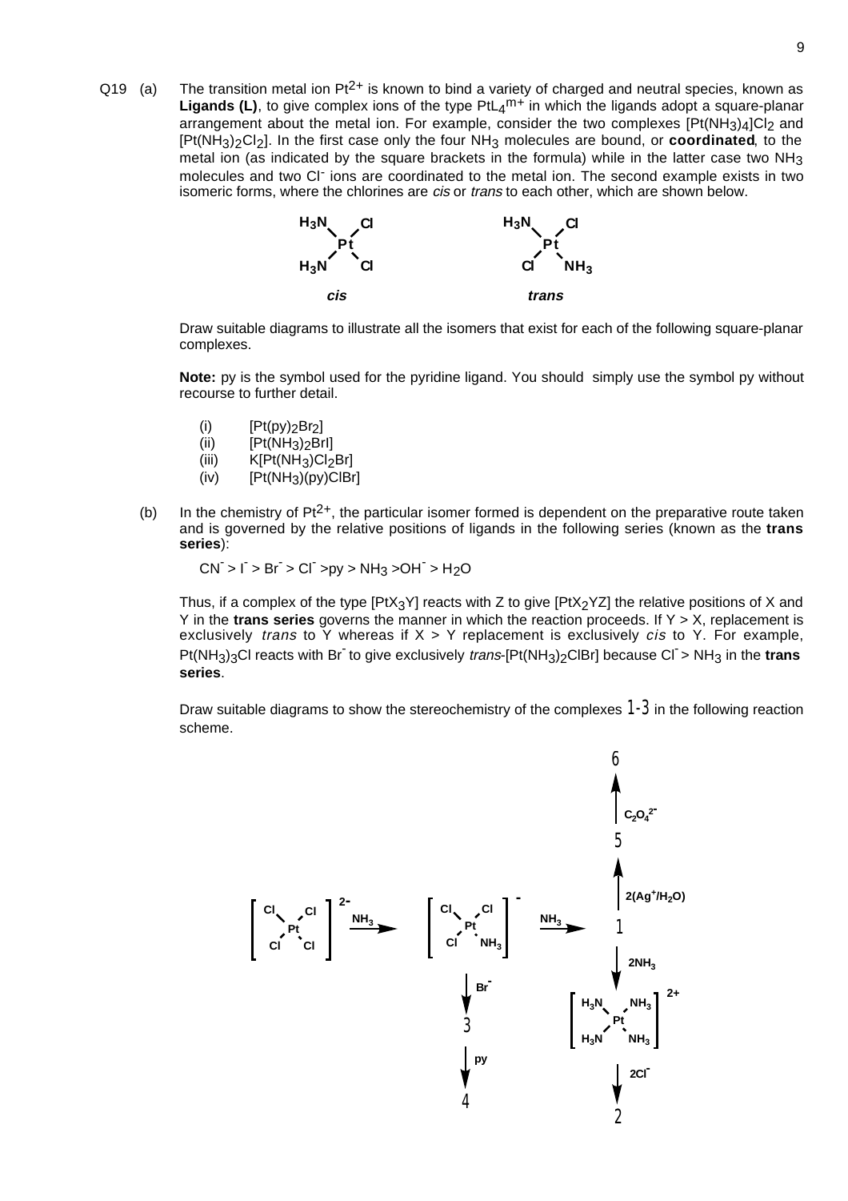Q19 (a) The transition metal ion $Pt^{2+}$ is known to bind a variety of charged and neutral species, known as **Ligands (L)**, to give complex ions of the type $PtL_4^{m+}$ in which the ligands adopt a square-planar arrangement about the metal ion. For example, consider the two complexes $[Pt(NH_3)_4]Cl_2$ and $[Pt(NH_3)_2Cl_2]$. In the first case only the four $NH_3$ molecules are bound, or **coordinated**, to the metal ion (as indicated by the square brackets in the formula) while in the latter case two $NH_3$ molecules and two $Cl^-$ ions are coordinated to the metal ion. The second example exists in two isomeric forms, where the chlorines are *cis* or *trans* to each other, which are shown below.

*cis*: $H_3N$, Cl (top); Pt; $H_3N$, Cl (bottom)

*trans*: $H_3N$, Cl (top); Pt; Cl, $NH_3$ (bottom)

Draw suitable diagrams to illustrate all the isomers that exist for each of the following square-planar complexes.

**Note:** py is the symbol used for the pyridine ligand. You should simply use the symbol py without recourse to further detail.

(i) $[Pt(py)_2Br_2]$
(ii) $[Pt(NH_3)_2BrI]$
(iii) $K[Pt(NH_3)Cl_2Br]$
(iv) $[Pt(NH_3)(py)ClBr]$

(b) In the chemistry of $Pt^{2+}$, the particular isomer formed is dependent on the preparative route taken and is governed by the relative positions of ligands in the following series (known as the **trans series**):

$CN^- > I^- > Br^- > Cl^- > py > NH_3 > OH^- > H_2O$

Thus, if a complex of the type $[PtX_3Y]$ reacts with Z to give $[PtX_2YZ]$ the relative positions of X and Y in the **trans series** governs the manner in which the reaction proceeds. If Y > X, replacement is exclusively *trans* to Y whereas if X > Y replacement is exclusively *cis* to Y. For example, $Pt(NH_3)_3Cl$ reacts with $Br^-$ to give exclusively *trans*-$[Pt(NH_3)_2ClBr]$ because $Cl^- > NH_3$ in the **trans series**.

Draw suitable diagrams to show the stereochemistry of the complexes 1-3 in the following reaction scheme.

Reaction scheme:

- $[PtCl_4]^{2-}$ $\xrightarrow{NH_3}$ $[Pt(NH_3)Cl_3]^-$ $\xrightarrow{NH_3}$ **1**
- $[Pt(NH_3)Cl_3]^-$ $\xrightarrow{Br^-}$ **3** $\xrightarrow{py}$ **4**
- **1** $\xrightarrow{2(Ag^+/H_2O)}$ **5** $\xrightarrow{C_2O_4^{2-}}$ **6**
- **1** $\xrightarrow{2NH_3}$ $[Pt(NH_3)_4]^{2+}$ $\xrightarrow{2Cl^-}$ **2**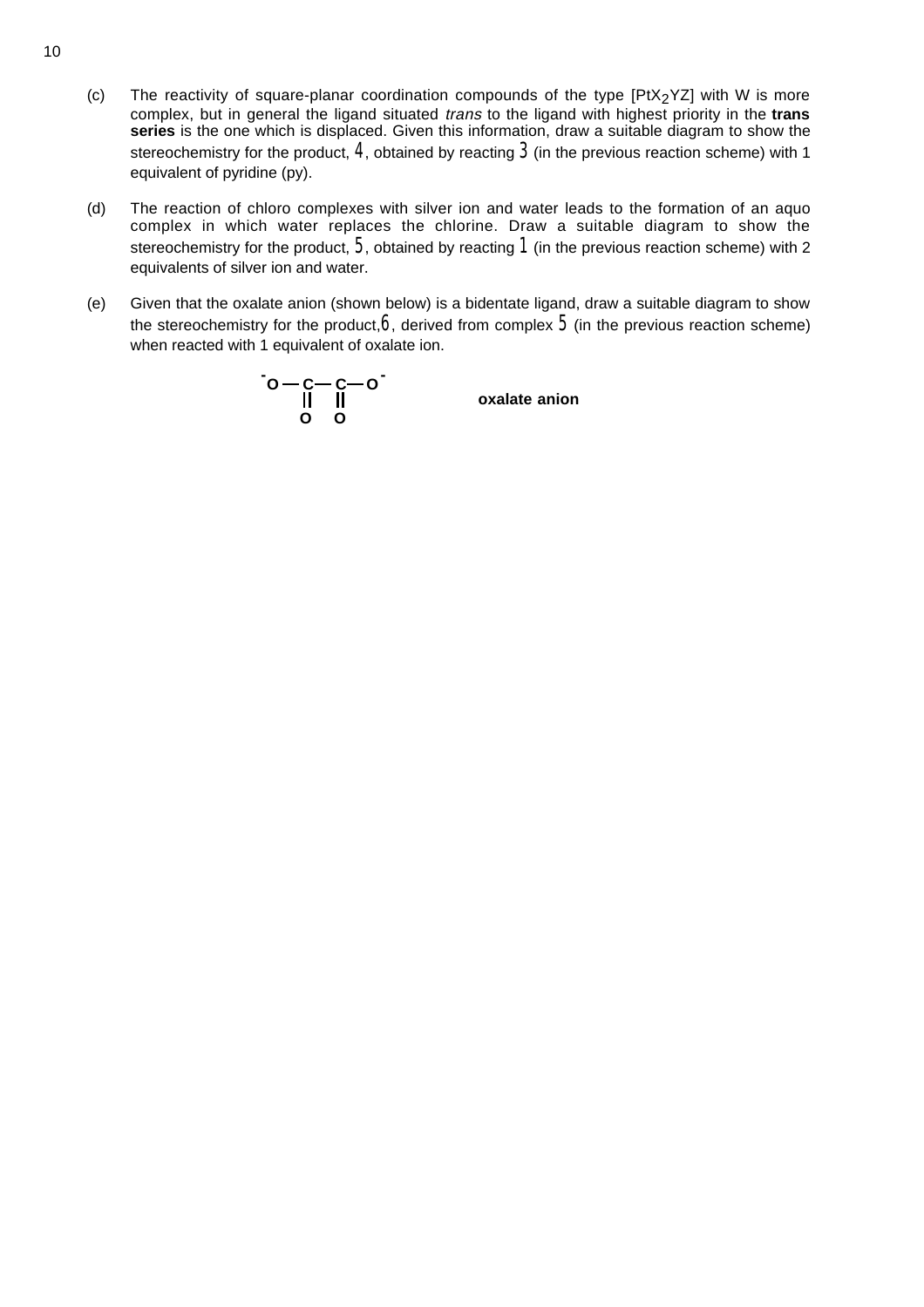(c) The reactivity of square-planar coordination compounds of the type [$PtX_2YZ$] with W is more complex, but in general the ligand situated *trans* to the ligand with highest priority in the **trans series** is the one which is displaced. Given this information, draw a suitable diagram to show the stereochemistry for the product, 4, obtained by reacting 3 (in the previous reaction scheme) with 1 equivalent of pyridine (py).

(d) The reaction of chloro complexes with silver ion and water leads to the formation of an aquo complex in which water replaces the chlorine. Draw a suitable diagram to show the stereochemistry for the product, 5, obtained by reacting 1 (in the previous reaction scheme) with 2 equivalents of silver ion and water.

(e) Given that the oxalate anion (shown below) is a bidentate ligand, draw a suitable diagram to show the stereochemistry for the product, 6, derived from complex 5 (in the previous reaction scheme) when reacted with 1 equivalent of oxalate ion.

$$^{-}O-\underset{\underset{O}{\parallel}}{C}-\underset{\underset{O}{\parallel}}{C}-O^{-}$$

**oxalate anion**